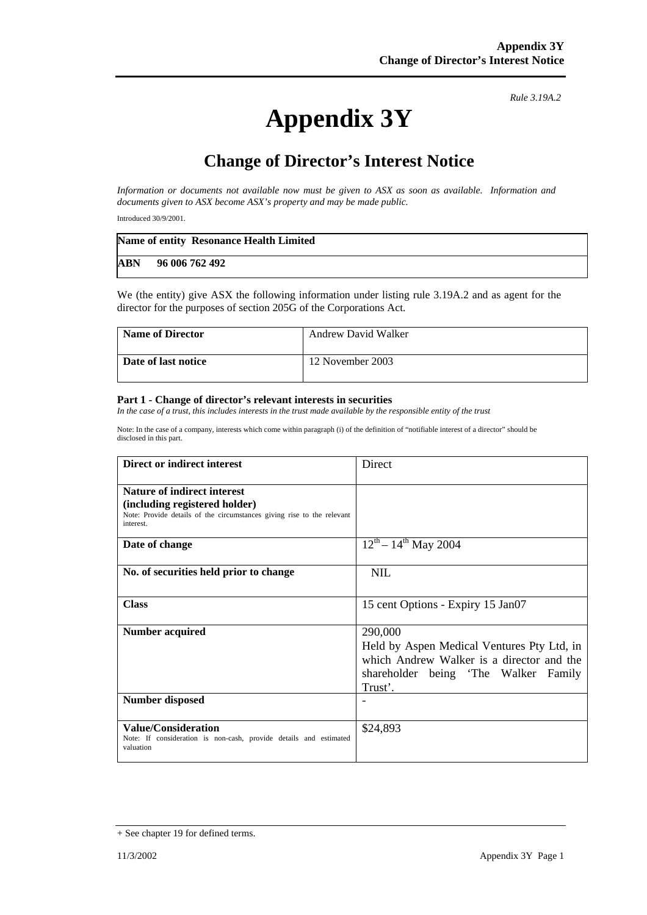*Rule 3.19A.2*

# Appendix 3Y

## Change of Director's Interest Notice

*Information or documents not available now must be given to ASX as soon as available. Information and documents given to ASX become ASX's property and may be made public.*

Introduced 30/9/2001.

| **Name of entity Resonance Health Limited** |
|---|
| **ABN 96 006 762 492** |

We (the entity) give ASX the following information under listing rule 3.19A.2 and as agent for the director for the purposes of section 205G of the Corporations Act.

| **Name of Director** | Andrew David Walker |
|---|---|
| **Date of last notice** | 12 November 2003 |

**Part 1 - Change of director's relevant interests in securities**

*In the case of a trust, this includes interests in the trust made available by the responsible entity of the trust*

Note: In the case of a company, interests which come within paragraph (i) of the definition of "notifiable interest of a director" should be disclosed in this part.

| **Direct or indirect interest** | Direct |
|---|---|
| **Nature of indirect interest (including registered holder)** Note: Provide details of the circumstances giving rise to the relevant interest. | |
| **Date of change** | 12th – 14th May 2004 |
| **No. of securities held prior to change** | NIL |
| **Class** | 15 cent Options - Expiry 15 Jan07 |
| **Number acquired** | 290,000 Held by Aspen Medical Ventures Pty Ltd, in which Andrew Walker is a director and the shareholder being 'The Walker Family Trust'. |
| **Number disposed** | - |
| **Value/Consideration** Note: If consideration is non-cash, provide details and estimated valuation | $24,893 |

+ See chapter 19 for defined terms.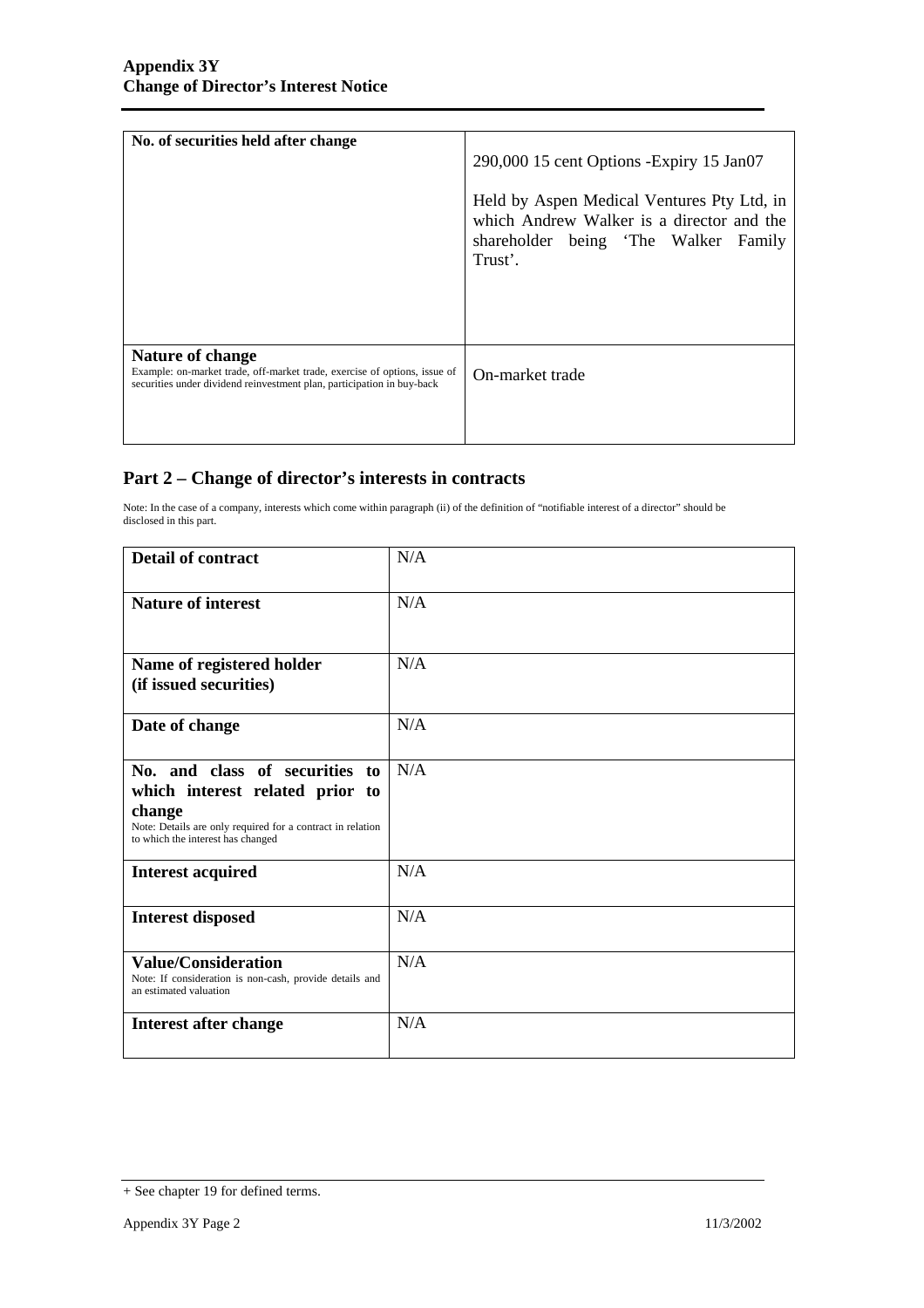| | |
|---|---|
| **No. of securities held after change** | 290,000 15 cent Options -Expiry 15 Jan07<br><br>Held by Aspen Medical Ventures Pty Ltd, in which Andrew Walker is a director and the shareholder being 'The Walker Family Trust'. |
| **Nature of change**<br>Example: on-market trade, off-market trade, exercise of options, issue of securities under dividend reinvestment plan, participation in buy-back | On-market trade |

## Part 2 – Change of director's interests in contracts

Note: In the case of a company, interests which come within paragraph (ii) of the definition of "notifiable interest of a director" should be disclosed in this part.

| | |
|---|---|
| **Detail of contract** | N/A |
| **Nature of interest** | N/A |
| **Name of registered holder (if issued securities)** | N/A |
| **Date of change** | N/A |
| **No. and class of securities to which interest related prior to change**<br>Note: Details are only required for a contract in relation to which the interest has changed | N/A |
| **Interest acquired** | N/A |
| **Interest disposed** | N/A |
| **Value/Consideration**<br>Note: If consideration is non-cash, provide details and an estimated valuation | N/A |
| **Interest after change** | N/A |

+ See chapter 19 for defined terms.